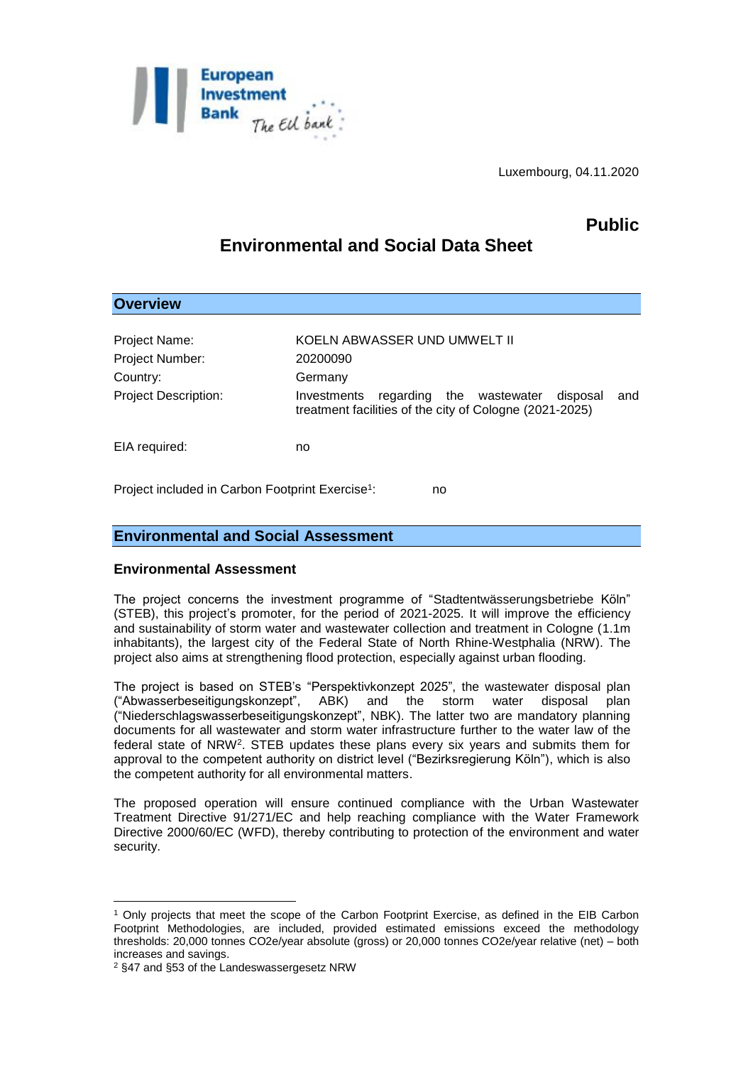Luxembourg, 04.11.2020

**Public**

# Environmental and Social Data Sheet

## Overview

Project Name: KOELN ABWASSER UND UMWELT II

Project Number: 20200090

Country: Germany

Project Description: Investments regarding the wastewater disposal and treatment facilities of the city of Cologne (2021-2025)

EIA required: no

Project included in Carbon Footprint Exercise[1]: no

## Environmental and Social Assessment

### Environmental Assessment

The project concerns the investment programme of "Stadtentwässerungsbetriebe Köln" (STEB), this project's promoter, for the period of 2021-2025. It will improve the efficiency and sustainability of storm water and wastewater collection and treatment in Cologne (1.1m inhabitants), the largest city of the Federal State of North Rhine-Westphalia (NRW). The project also aims at strengthening flood protection, especially against urban flooding.

The project is based on STEB's "Perspektivkonzept 2025", the wastewater disposal plan ("Abwasserbeseitigungskonzept", ABK) and the storm water disposal plan ("Niederschlagswasserbeseitigungskonzept", NBK). The latter two are mandatory planning documents for all wastewater and storm water infrastructure further to the water law of the federal state of NRW[2]. STEB updates these plans every six years and submits them for approval to the competent authority on district level ("Bezirksregierung Köln"), which is also the competent authority for all environmental matters.

The proposed operation will ensure continued compliance with the Urban Wastewater Treatment Directive 91/271/EC and help reaching compliance with the Water Framework Directive 2000/60/EC (WFD), thereby contributing to protection of the environment and water security.

---

[1] Only projects that meet the scope of the Carbon Footprint Exercise, as defined in the EIB Carbon Footprint Methodologies, are included, provided estimated emissions exceed the methodology thresholds: 20,000 tonnes $CO_2e$/year absolute (gross) or 20,000 tonnes $CO_2e$/year relative (net) – both increases and savings.

[2] §47 and §53 of the Landeswassergesetz NRW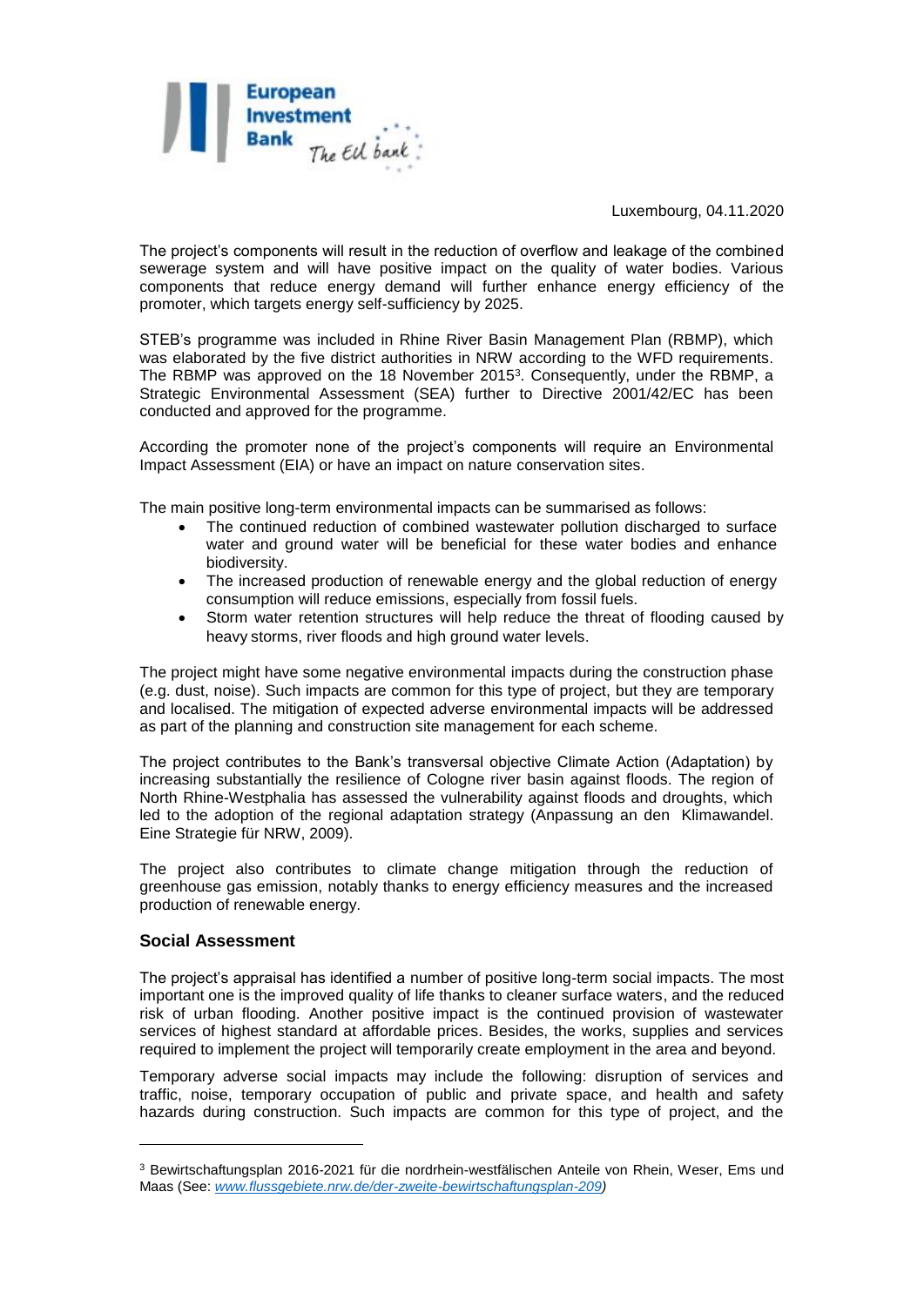Luxembourg, 04.11.2020

The project's components will result in the reduction of overflow and leakage of the combined sewerage system and will have positive impact on the quality of water bodies. Various components that reduce energy demand will further enhance energy efficiency of the promoter, which targets energy self-sufficiency by 2025.

STEB's programme was included in Rhine River Basin Management Plan (RBMP), which was elaborated by the five district authorities in NRW according to the WFD requirements. The RBMP was approved on the 18 November 2015[3]. Consequently, under the RBMP, a Strategic Environmental Assessment (SEA) further to Directive 2001/42/EC has been conducted and approved for the programme.

According the promoter none of the project's components will require an Environmental Impact Assessment (EIA) or have an impact on nature conservation sites.

The main positive long-term environmental impacts can be summarised as follows:

- The continued reduction of combined wastewater pollution discharged to surface water and ground water will be beneficial for these water bodies and enhance biodiversity.
- The increased production of renewable energy and the global reduction of energy consumption will reduce emissions, especially from fossil fuels.
- Storm water retention structures will help reduce the threat of flooding caused by heavy storms, river floods and high ground water levels.

The project might have some negative environmental impacts during the construction phase (e.g. dust, noise). Such impacts are common for this type of project, but they are temporary and localised. The mitigation of expected adverse environmental impacts will be addressed as part of the planning and construction site management for each scheme.

The project contributes to the Bank's transversal objective Climate Action (Adaptation) by increasing substantially the resilience of Cologne river basin against floods. The region of North Rhine-Westphalia has assessed the vulnerability against floods and droughts, which led to the adoption of the regional adaptation strategy (Anpassung an den Klimawandel. Eine Strategie für NRW, 2009).

The project also contributes to climate change mitigation through the reduction of greenhouse gas emission, notably thanks to energy efficiency measures and the increased production of renewable energy.

### Social Assessment

The project's appraisal has identified a number of positive long-term social impacts. The most important one is the improved quality of life thanks to cleaner surface waters, and the reduced risk of urban flooding. Another positive impact is the continued provision of wastewater services of highest standard at affordable prices. Besides, the works, supplies and services required to implement the project will temporarily create employment in the area and beyond.

Temporary adverse social impacts may include the following: disruption of services and traffic, noise, temporary occupation of public and private space, and health and safety hazards during construction. Such impacts are common for this type of project, and the

---

[3] Bewirtschaftungsplan 2016-2021 für die nordrhein-westfälischen Anteile von Rhein, Weser, Ems und Maas (See: *www.flussgebiete.nrw.de/der-zweite-bewirtschaftungsplan-209)*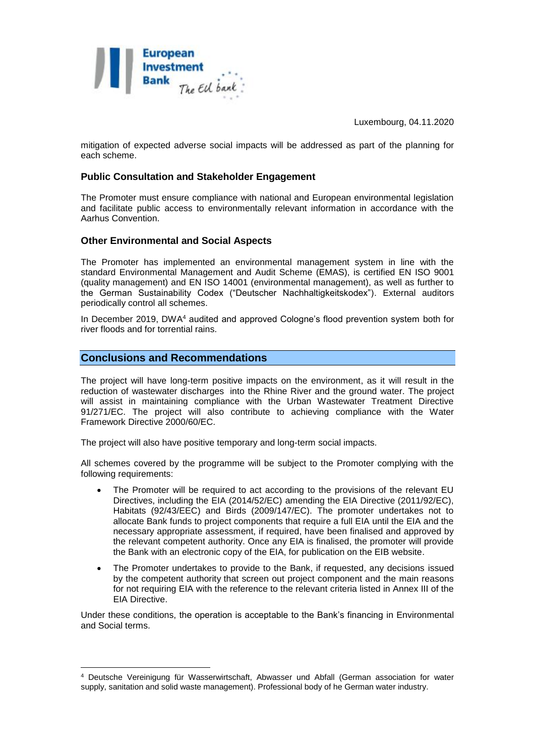Luxembourg, 04.11.2020

mitigation of expected adverse social impacts will be addressed as part of the planning for each scheme.

### Public Consultation and Stakeholder Engagement

The Promoter must ensure compliance with national and European environmental legislation and facilitate public access to environmentally relevant information in accordance with the Aarhus Convention.

### Other Environmental and Social Aspects

The Promoter has implemented an environmental management system in line with the standard Environmental Management and Audit Scheme (EMAS), is certified EN ISO 9001 (quality management) and EN ISO 14001 (environmental management), as well as further to the German Sustainability Codex ("Deutscher Nachhaltigkeitskodex"). External auditors periodically control all schemes.

In December 2019, DWA[4] audited and approved Cologne's flood prevention system both for river floods and for torrential rains.

## Conclusions and Recommendations

The project will have long-term positive impacts on the environment, as it will result in the reduction of wastewater discharges into the Rhine River and the ground water. The project will assist in maintaining compliance with the Urban Wastewater Treatment Directive 91/271/EC. The project will also contribute to achieving compliance with the Water Framework Directive 2000/60/EC.

The project will also have positive temporary and long-term social impacts.

All schemes covered by the programme will be subject to the Promoter complying with the following requirements:

- The Promoter will be required to act according to the provisions of the relevant EU Directives, including the EIA (2014/52/EC) amending the EIA Directive (2011/92/EC), Habitats (92/43/EEC) and Birds (2009/147/EC). The promoter undertakes not to allocate Bank funds to project components that require a full EIA until the EIA and the necessary appropriate assessment, if required, have been finalised and approved by the relevant competent authority. Once any EIA is finalised, the promoter will provide the Bank with an electronic copy of the EIA, for publication on the EIB website.
- The Promoter undertakes to provide to the Bank, if requested, any decisions issued by the competent authority that screen out project component and the main reasons for not requiring EIA with the reference to the relevant criteria listed in Annex III of the EIA Directive.

Under these conditions, the operation is acceptable to the Bank's financing in Environmental and Social terms.

---

[4] Deutsche Vereinigung für Wasserwirtschaft, Abwasser und Abfall (German association for water supply, sanitation and solid waste management). Professional body of he German water industry.